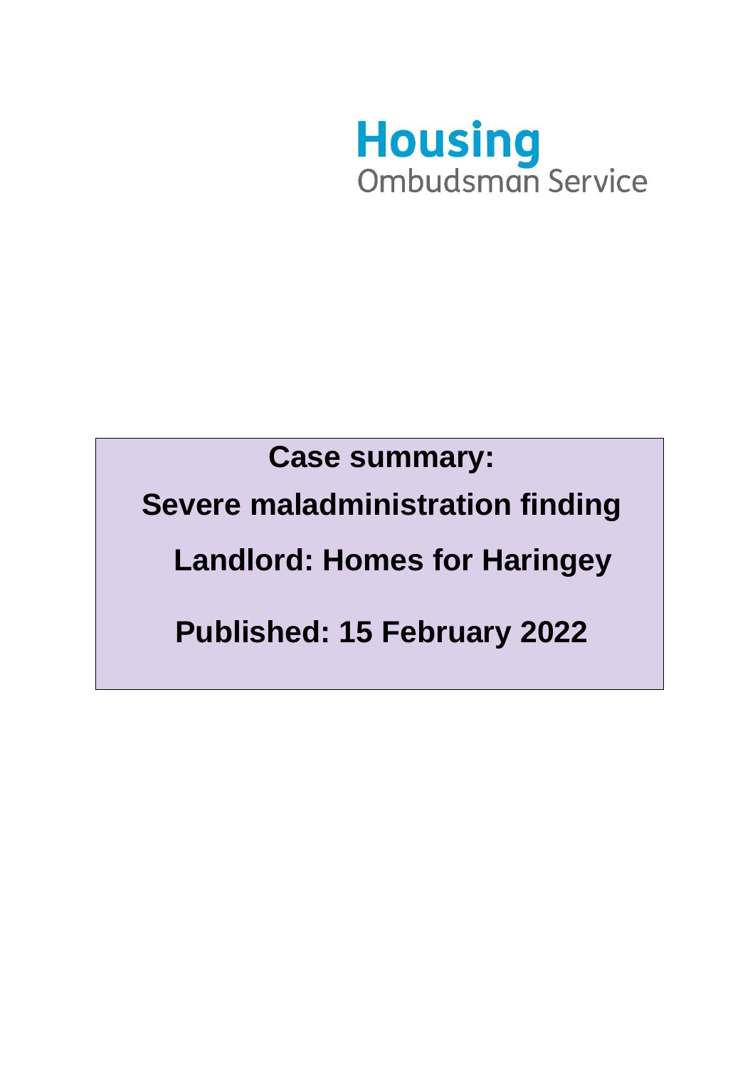**Housing**
Ombudsman Service

# Case summary:

## Severe maladministration finding

## Landlord: Homes for Haringey

## Published: 15 February 2022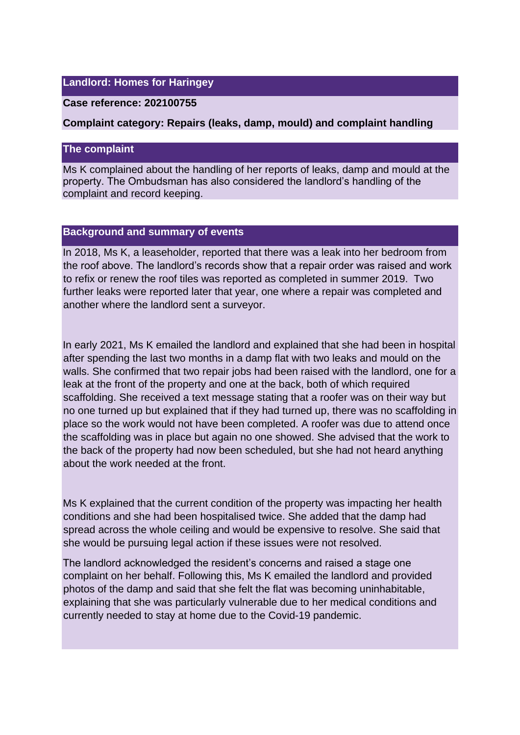**Landlord: Homes for Haringey**

**Case reference: 202100755**

**Complaint category: Repairs (leaks, damp, mould) and complaint handling**

## The complaint

Ms K complained about the handling of her reports of leaks, damp and mould at the property. The Ombudsman has also considered the landlord's handling of the complaint and record keeping.

## Background and summary of events

In 2018, Ms K, a leaseholder, reported that there was a leak into her bedroom from the roof above. The landlord's records show that a repair order was raised and work to refix or renew the roof tiles was reported as completed in summer 2019. Two further leaks were reported later that year, one where a repair was completed and another where the landlord sent a surveyor.

In early 2021, Ms K emailed the landlord and explained that she had been in hospital after spending the last two months in a damp flat with two leaks and mould on the walls. She confirmed that two repair jobs had been raised with the landlord, one for a leak at the front of the property and one at the back, both of which required scaffolding. She received a text message stating that a roofer was on their way but no one turned up but explained that if they had turned up, there was no scaffolding in place so the work would not have been completed. A roofer was due to attend once the scaffolding was in place but again no one showed. She advised that the work to the back of the property had now been scheduled, but she had not heard anything about the work needed at the front.

Ms K explained that the current condition of the property was impacting her health conditions and she had been hospitalised twice. She added that the damp had spread across the whole ceiling and would be expensive to resolve. She said that she would be pursuing legal action if these issues were not resolved.

The landlord acknowledged the resident's concerns and raised a stage one complaint on her behalf. Following this, Ms K emailed the landlord and provided photos of the damp and said that she felt the flat was becoming uninhabitable, explaining that she was particularly vulnerable due to her medical conditions and currently needed to stay at home due to the Covid-19 pandemic.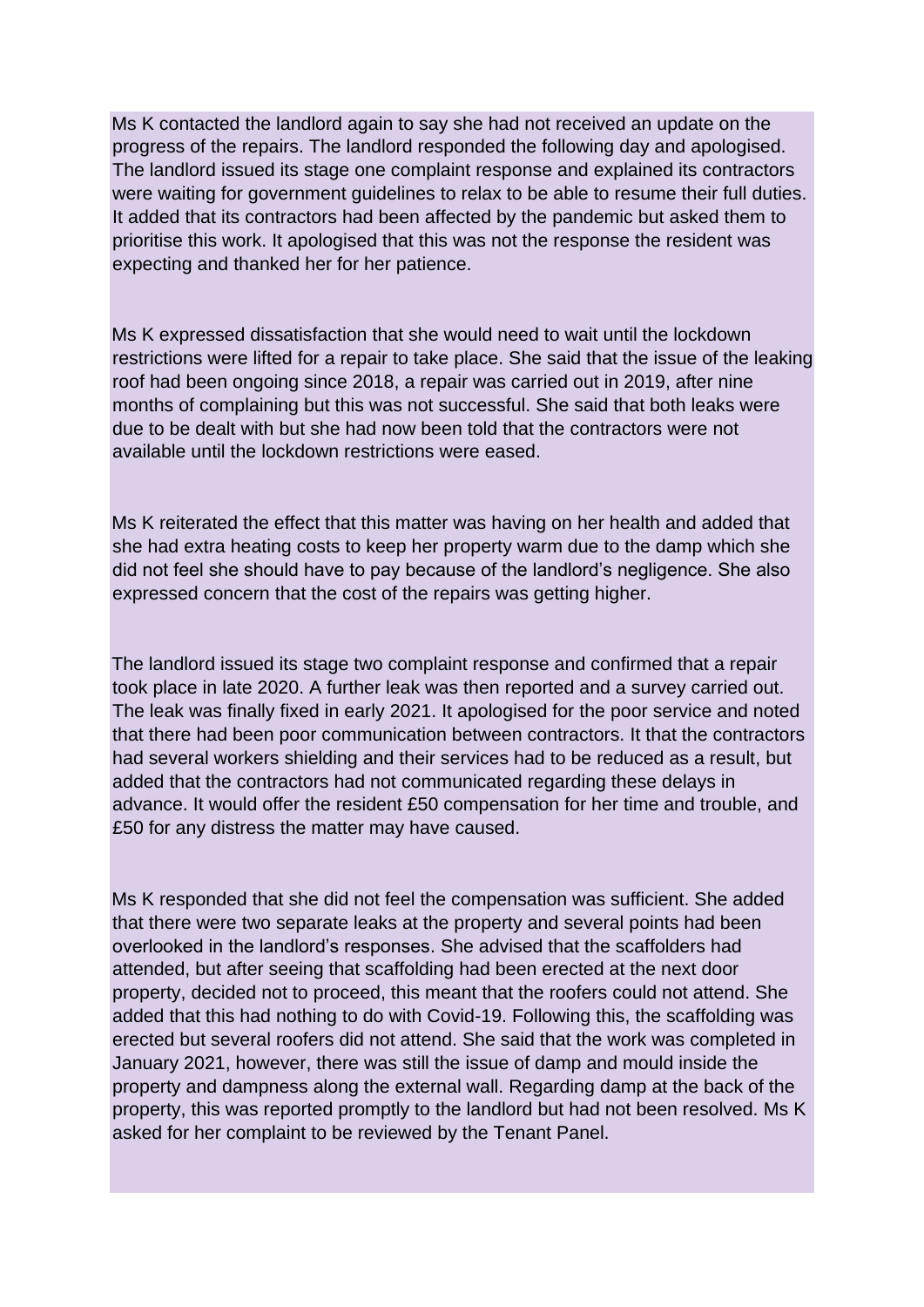Ms K contacted the landlord again to say she had not received an update on the progress of the repairs. The landlord responded the following day and apologised. The landlord issued its stage one complaint response and explained its contractors were waiting for government guidelines to relax to be able to resume their full duties. It added that its contractors had been affected by the pandemic but asked them to prioritise this work. It apologised that this was not the response the resident was expecting and thanked her for her patience.

Ms K expressed dissatisfaction that she would need to wait until the lockdown restrictions were lifted for a repair to take place. She said that the issue of the leaking roof had been ongoing since 2018, a repair was carried out in 2019, after nine months of complaining but this was not successful. She said that both leaks were due to be dealt with but she had now been told that the contractors were not available until the lockdown restrictions were eased.

Ms K reiterated the effect that this matter was having on her health and added that she had extra heating costs to keep her property warm due to the damp which she did not feel she should have to pay because of the landlord's negligence. She also expressed concern that the cost of the repairs was getting higher.

The landlord issued its stage two complaint response and confirmed that a repair took place in late 2020. A further leak was then reported and a survey carried out. The leak was finally fixed in early 2021. It apologised for the poor service and noted that there had been poor communication between contractors. It that the contractors had several workers shielding and their services had to be reduced as a result, but added that the contractors had not communicated regarding these delays in advance. It would offer the resident £50 compensation for her time and trouble, and £50 for any distress the matter may have caused.

Ms K responded that she did not feel the compensation was sufficient. She added that there were two separate leaks at the property and several points had been overlooked in the landlord's responses. She advised that the scaffolders had attended, but after seeing that scaffolding had been erected at the next door property, decided not to proceed, this meant that the roofers could not attend. She added that this had nothing to do with Covid-19. Following this, the scaffolding was erected but several roofers did not attend. She said that the work was completed in January 2021, however, there was still the issue of damp and mould inside the property and dampness along the external wall. Regarding damp at the back of the property, this was reported promptly to the landlord but had not been resolved. Ms K asked for her complaint to be reviewed by the Tenant Panel.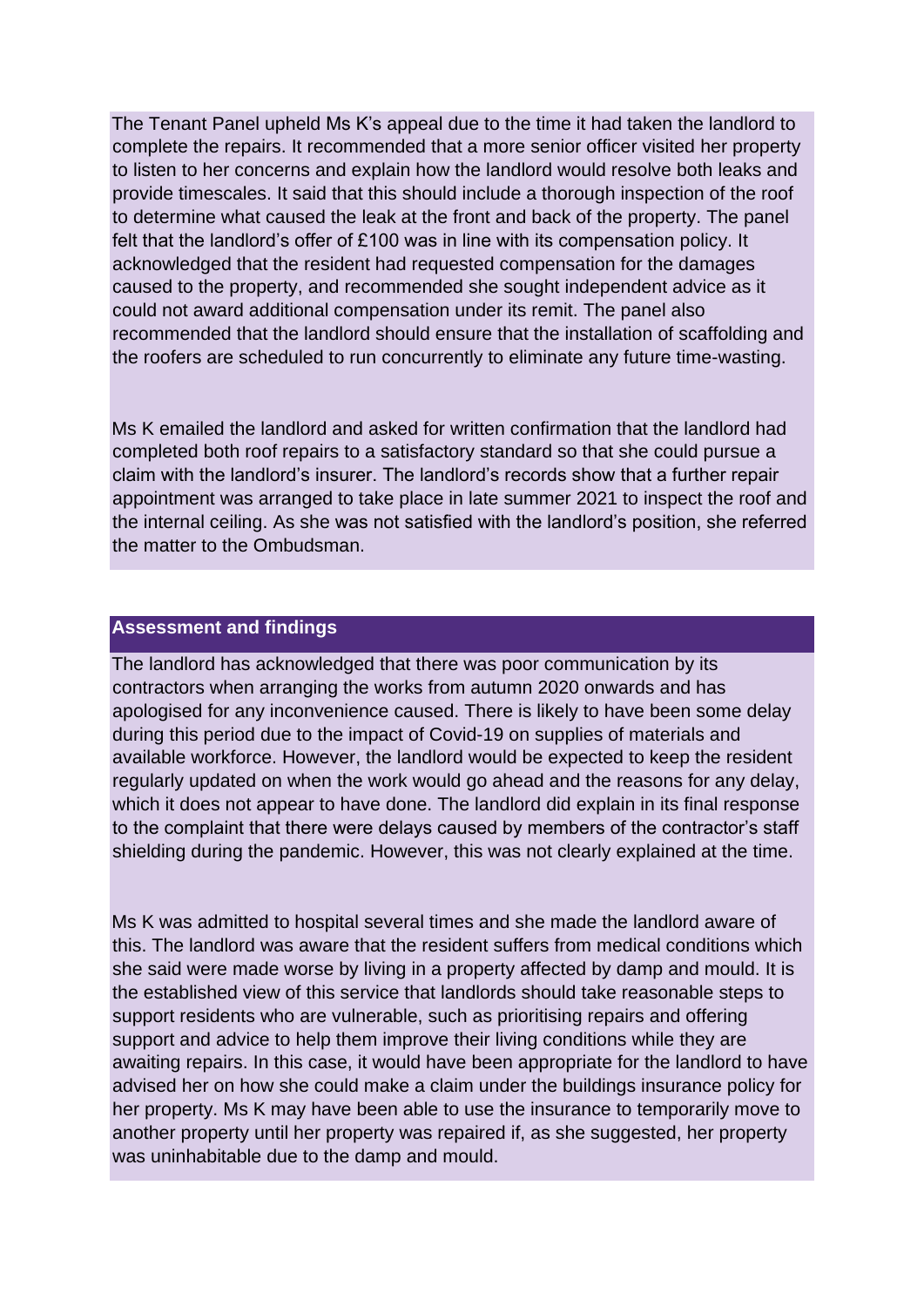The Tenant Panel upheld Ms K's appeal due to the time it had taken the landlord to complete the repairs. It recommended that a more senior officer visited her property to listen to her concerns and explain how the landlord would resolve both leaks and provide timescales. It said that this should include a thorough inspection of the roof to determine what caused the leak at the front and back of the property. The panel felt that the landlord's offer of £100 was in line with its compensation policy. It acknowledged that the resident had requested compensation for the damages caused to the property, and recommended she sought independent advice as it could not award additional compensation under its remit. The panel also recommended that the landlord should ensure that the installation of scaffolding and the roofers are scheduled to run concurrently to eliminate any future time-wasting.

Ms K emailed the landlord and asked for written confirmation that the landlord had completed both roof repairs to a satisfactory standard so that she could pursue a claim with the landlord's insurer. The landlord's records show that a further repair appointment was arranged to take place in late summer 2021 to inspect the roof and the internal ceiling. As she was not satisfied with the landlord's position, she referred the matter to the Ombudsman.

## Assessment and findings

The landlord has acknowledged that there was poor communication by its contractors when arranging the works from autumn 2020 onwards and has apologised for any inconvenience caused. There is likely to have been some delay during this period due to the impact of Covid-19 on supplies of materials and available workforce. However, the landlord would be expected to keep the resident regularly updated on when the work would go ahead and the reasons for any delay, which it does not appear to have done. The landlord did explain in its final response to the complaint that there were delays caused by members of the contractor's staff shielding during the pandemic. However, this was not clearly explained at the time.

Ms K was admitted to hospital several times and she made the landlord aware of this. The landlord was aware that the resident suffers from medical conditions which she said were made worse by living in a property affected by damp and mould. It is the established view of this service that landlords should take reasonable steps to support residents who are vulnerable, such as prioritising repairs and offering support and advice to help them improve their living conditions while they are awaiting repairs. In this case, it would have been appropriate for the landlord to have advised her on how she could make a claim under the buildings insurance policy for her property. Ms K may have been able to use the insurance to temporarily move to another property until her property was repaired if, as she suggested, her property was uninhabitable due to the damp and mould.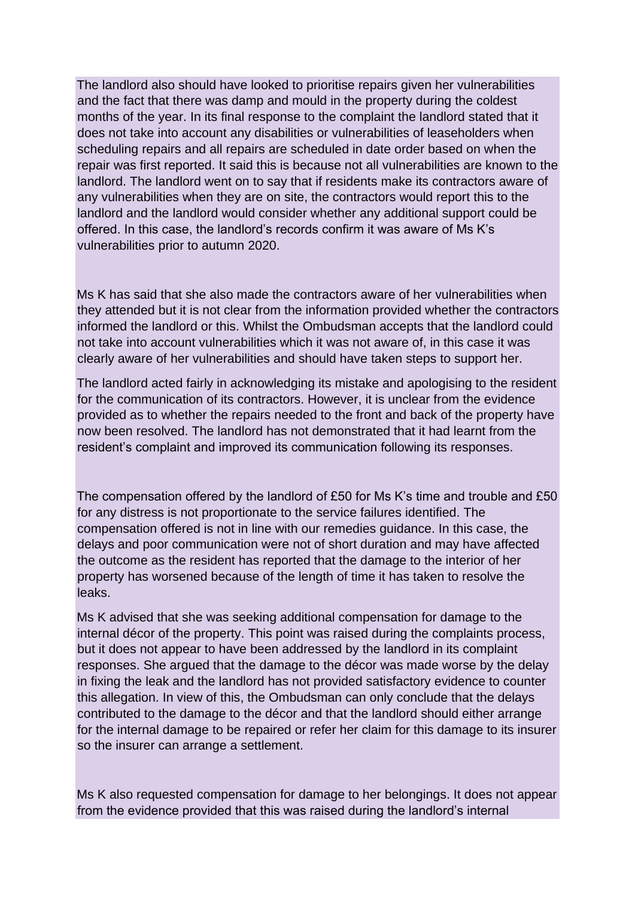The landlord also should have looked to prioritise repairs given her vulnerabilities and the fact that there was damp and mould in the property during the coldest months of the year. In its final response to the complaint the landlord stated that it does not take into account any disabilities or vulnerabilities of leaseholders when scheduling repairs and all repairs are scheduled in date order based on when the repair was first reported. It said this is because not all vulnerabilities are known to the landlord. The landlord went on to say that if residents make its contractors aware of any vulnerabilities when they are on site, the contractors would report this to the landlord and the landlord would consider whether any additional support could be offered. In this case, the landlord's records confirm it was aware of Ms K's vulnerabilities prior to autumn 2020.

Ms K has said that she also made the contractors aware of her vulnerabilities when they attended but it is not clear from the information provided whether the contractors informed the landlord or this. Whilst the Ombudsman accepts that the landlord could not take into account vulnerabilities which it was not aware of, in this case it was clearly aware of her vulnerabilities and should have taken steps to support her.

The landlord acted fairly in acknowledging its mistake and apologising to the resident for the communication of its contractors. However, it is unclear from the evidence provided as to whether the repairs needed to the front and back of the property have now been resolved. The landlord has not demonstrated that it had learnt from the resident's complaint and improved its communication following its responses.

The compensation offered by the landlord of £50 for Ms K's time and trouble and £50 for any distress is not proportionate to the service failures identified. The compensation offered is not in line with our remedies guidance. In this case, the delays and poor communication were not of short duration and may have affected the outcome as the resident has reported that the damage to the interior of her property has worsened because of the length of time it has taken to resolve the leaks.

Ms K advised that she was seeking additional compensation for damage to the internal décor of the property. This point was raised during the complaints process, but it does not appear to have been addressed by the landlord in its complaint responses. She argued that the damage to the décor was made worse by the delay in fixing the leak and the landlord has not provided satisfactory evidence to counter this allegation. In view of this, the Ombudsman can only conclude that the delays contributed to the damage to the décor and that the landlord should either arrange for the internal damage to be repaired or refer her claim for this damage to its insurer so the insurer can arrange a settlement.

Ms K also requested compensation for damage to her belongings. It does not appear from the evidence provided that this was raised during the landlord's internal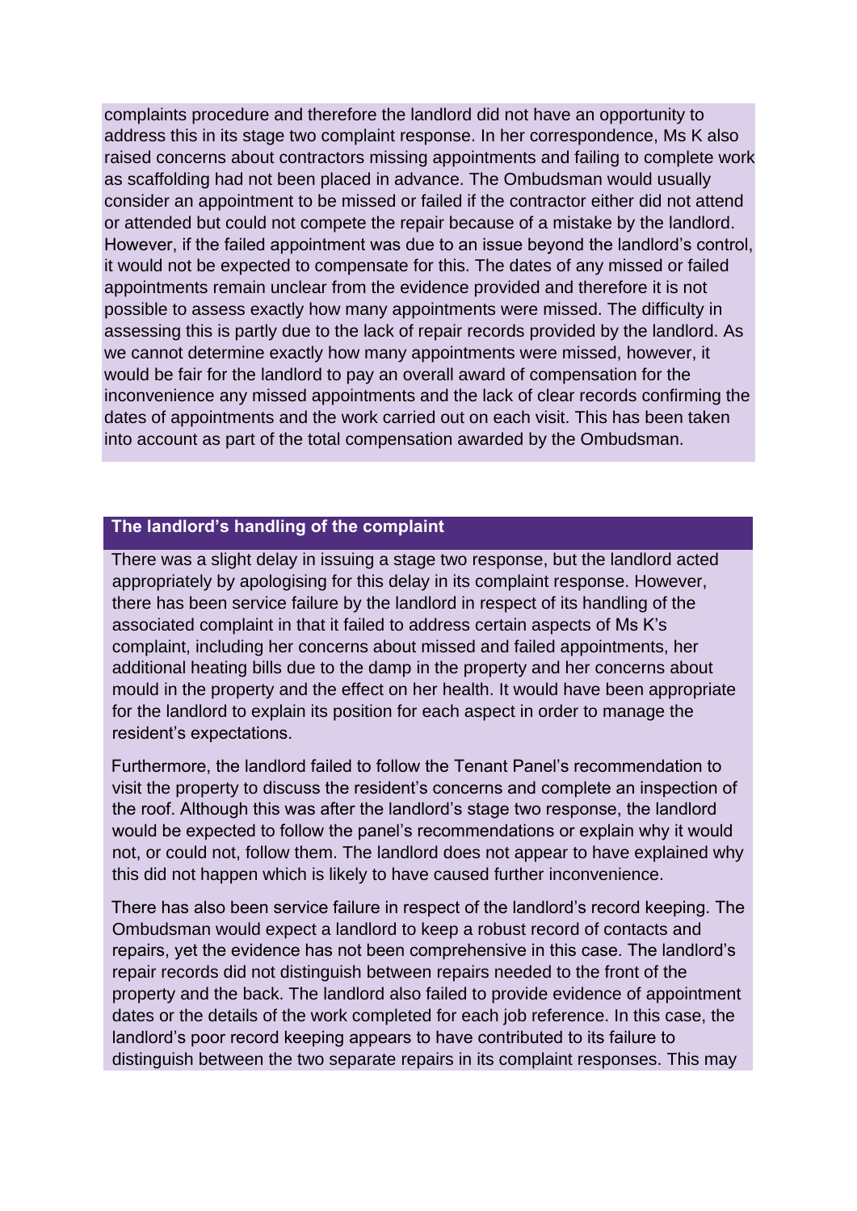complaints procedure and therefore the landlord did not have an opportunity to address this in its stage two complaint response. In her correspondence, Ms K also raised concerns about contractors missing appointments and failing to complete work as scaffolding had not been placed in advance. The Ombudsman would usually consider an appointment to be missed or failed if the contractor either did not attend or attended but could not compete the repair because of a mistake by the landlord. However, if the failed appointment was due to an issue beyond the landlord's control, it would not be expected to compensate for this. The dates of any missed or failed appointments remain unclear from the evidence provided and therefore it is not possible to assess exactly how many appointments were missed. The difficulty in assessing this is partly due to the lack of repair records provided by the landlord. As we cannot determine exactly how many appointments were missed, however, it would be fair for the landlord to pay an overall award of compensation for the inconvenience any missed appointments and the lack of clear records confirming the dates of appointments and the work carried out on each visit. This has been taken into account as part of the total compensation awarded by the Ombudsman.

## The landlord's handling of the complaint

There was a slight delay in issuing a stage two response, but the landlord acted appropriately by apologising for this delay in its complaint response. However, there has been service failure by the landlord in respect of its handling of the associated complaint in that it failed to address certain aspects of Ms K's complaint, including her concerns about missed and failed appointments, her additional heating bills due to the damp in the property and her concerns about mould in the property and the effect on her health. It would have been appropriate for the landlord to explain its position for each aspect in order to manage the resident's expectations.

Furthermore, the landlord failed to follow the Tenant Panel's recommendation to visit the property to discuss the resident's concerns and complete an inspection of the roof. Although this was after the landlord's stage two response, the landlord would be expected to follow the panel's recommendations or explain why it would not, or could not, follow them. The landlord does not appear to have explained why this did not happen which is likely to have caused further inconvenience.

There has also been service failure in respect of the landlord's record keeping. The Ombudsman would expect a landlord to keep a robust record of contacts and repairs, yet the evidence has not been comprehensive in this case. The landlord's repair records did not distinguish between repairs needed to the front of the property and the back. The landlord also failed to provide evidence of appointment dates or the details of the work completed for each job reference. In this case, the landlord's poor record keeping appears to have contributed to its failure to distinguish between the two separate repairs in its complaint responses. This may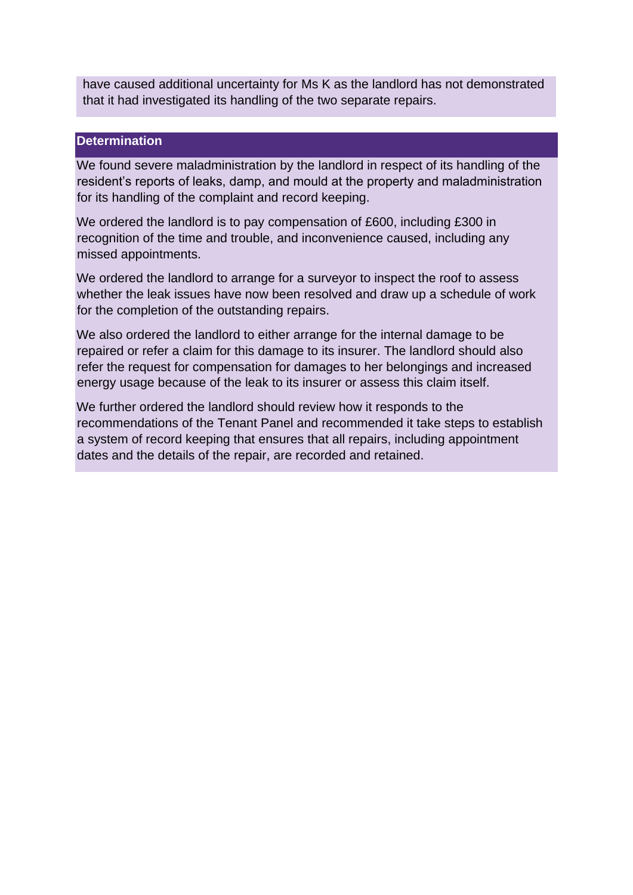have caused additional uncertainty for Ms K as the landlord has not demonstrated that it had investigated its handling of the two separate repairs.

## Determination

We found severe maladministration by the landlord in respect of its handling of the resident's reports of leaks, damp, and mould at the property and maladministration for its handling of the complaint and record keeping.

We ordered the landlord is to pay compensation of £600, including £300 in recognition of the time and trouble, and inconvenience caused, including any missed appointments.

We ordered the landlord to arrange for a surveyor to inspect the roof to assess whether the leak issues have now been resolved and draw up a schedule of work for the completion of the outstanding repairs.

We also ordered the landlord to either arrange for the internal damage to be repaired or refer a claim for this damage to its insurer. The landlord should also refer the request for compensation for damages to her belongings and increased energy usage because of the leak to its insurer or assess this claim itself.

We further ordered the landlord should review how it responds to the recommendations of the Tenant Panel and recommended it take steps to establish a system of record keeping that ensures that all repairs, including appointment dates and the details of the repair, are recorded and retained.